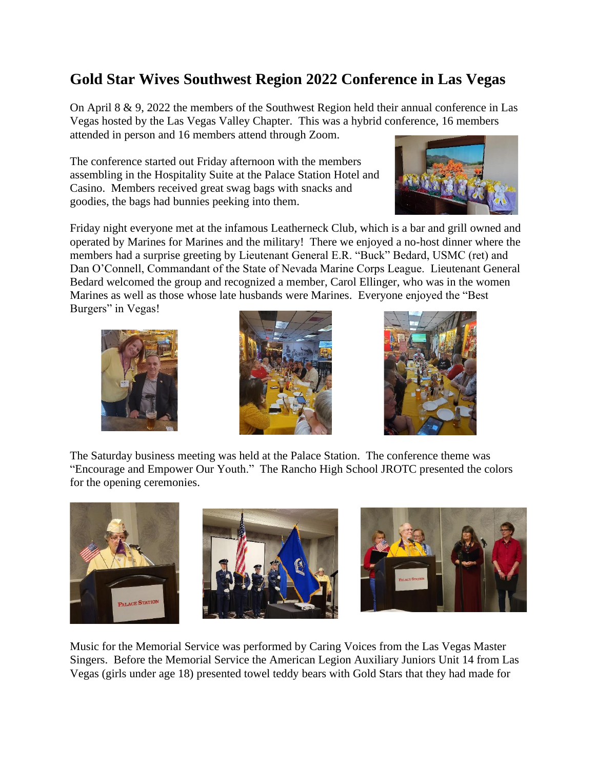# Gold Star Wives Southwest Region 2022 Conference in Las Vegas

On April 8 & 9, 2022 the members of the Southwest Region held their annual conference in Las Vegas hosted by the Las Vegas Valley Chapter. This was a hybrid conference, 16 members attended in person and 16 members attend through Zoom.

The conference started out Friday afternoon with the members assembling in the Hospitality Suite at the Palace Station Hotel and Casino. Members received great swag bags with snacks and goodies, the bags had bunnies peeking into them.

Friday night everyone met at the infamous Leatherneck Club, which is a bar and grill owned and operated by Marines for Marines and the military! There we enjoyed a no-host dinner where the members had a surprise greeting by Lieutenant General E.R. "Buck" Bedard, USMC (ret) and Dan O'Connell, Commandant of the State of Nevada Marine Corps League. Lieutenant General Bedard welcomed the group and recognized a member, Carol Ellinger, who was in the women Marines as well as those whose late husbands were Marines. Everyone enjoyed the "Best Burgers" in Vegas!

The Saturday business meeting was held at the Palace Station. The conference theme was "Encourage and Empower Our Youth." The Rancho High School JROTC presented the colors for the opening ceremonies.

Music for the Memorial Service was performed by Caring Voices from the Las Vegas Master Singers. Before the Memorial Service the American Legion Auxiliary Juniors Unit 14 from Las Vegas (girls under age 18) presented towel teddy bears with Gold Stars that they had made for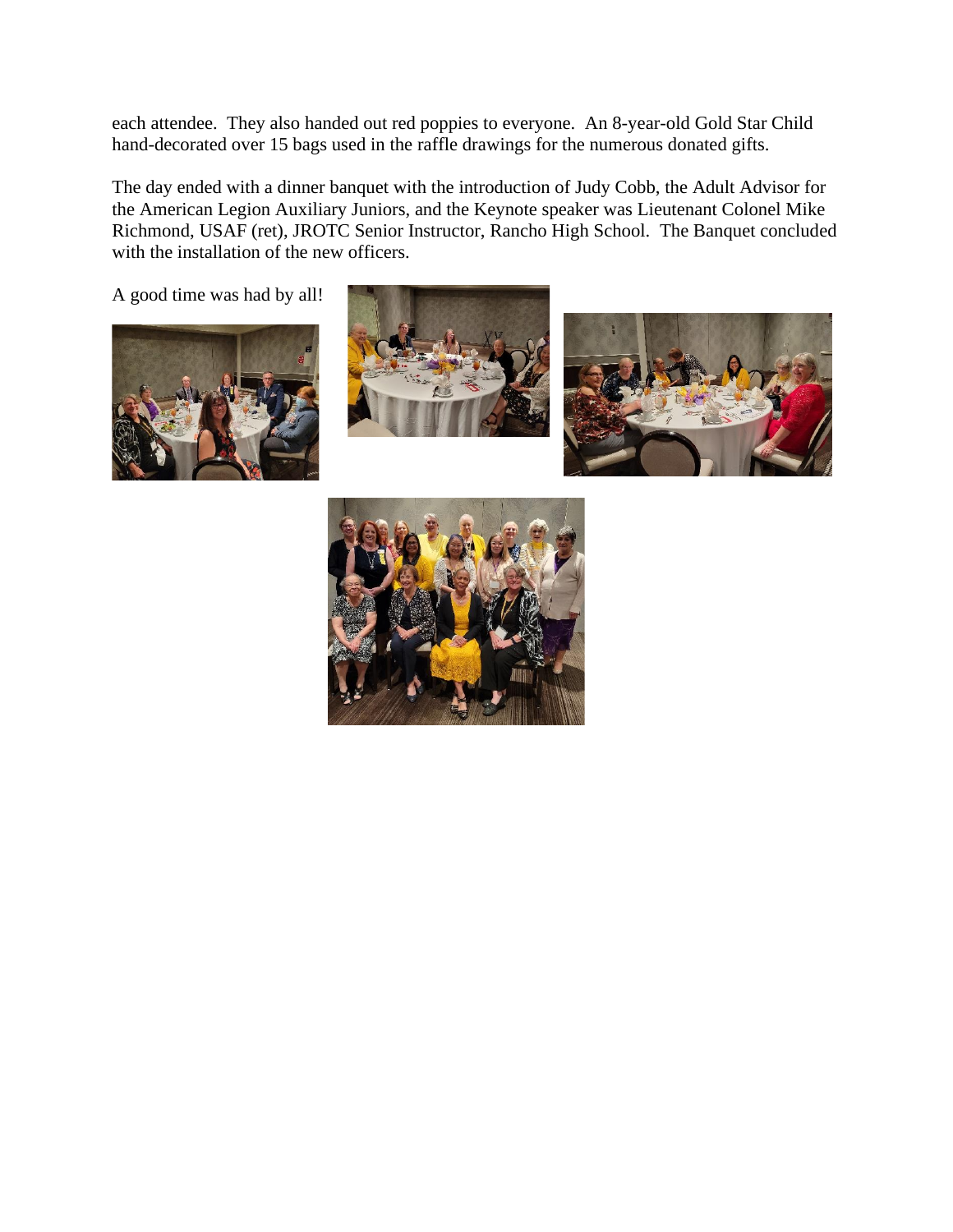each attendee. They also handed out red poppies to everyone. An 8-year-old Gold Star Child hand-decorated over 15 bags used in the raffle drawings for the numerous donated gifts.

The day ended with a dinner banquet with the introduction of Judy Cobb, the Adult Advisor for the American Legion Auxiliary Juniors, and the Keynote speaker was Lieutenant Colonel Mike Richmond, USAF (ret), JROTC Senior Instructor, Rancho High School. The Banquet concluded with the installation of the new officers.

A good time was had by all!